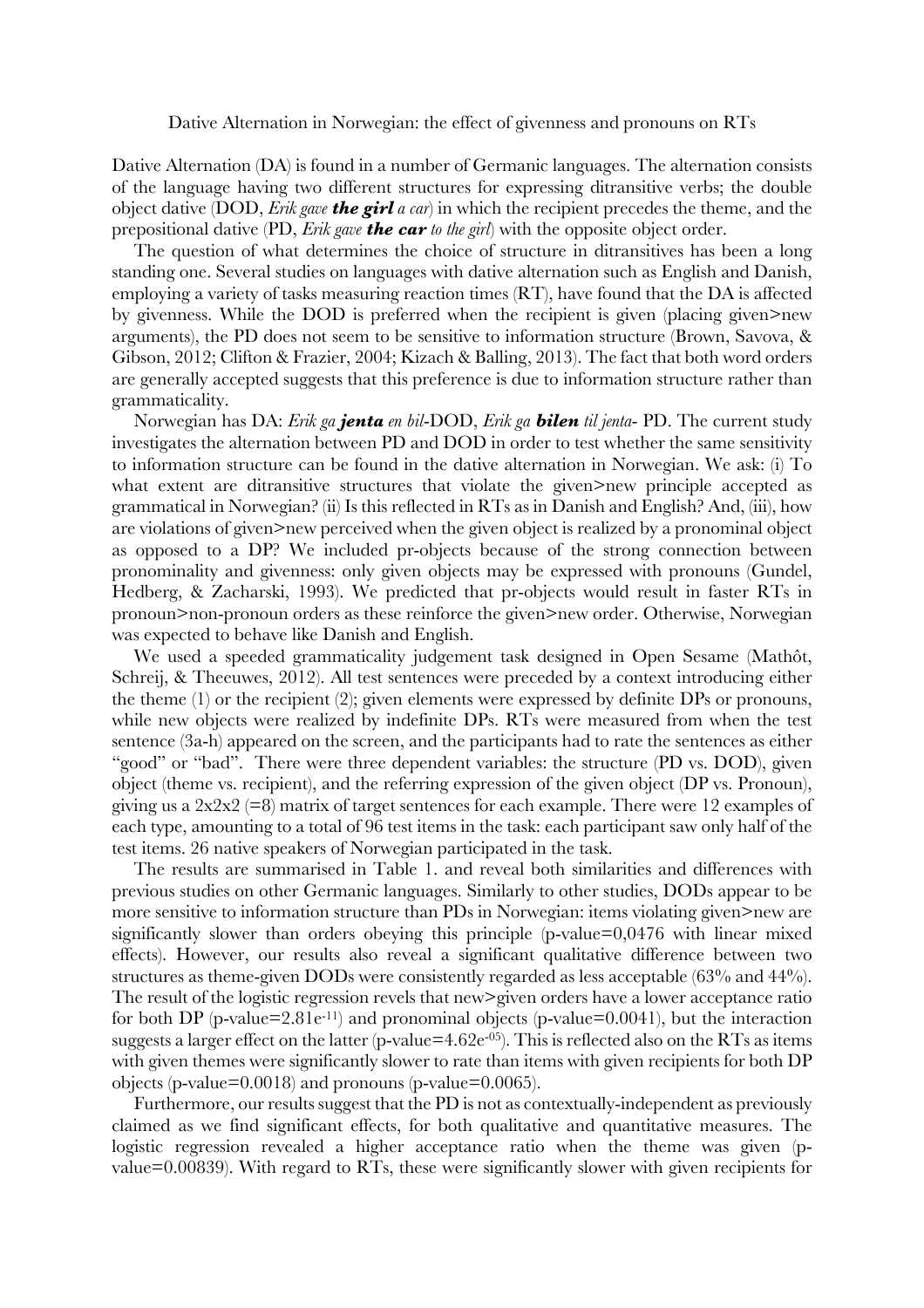# Dative Alternation in Norwegian: the effect of givenness and pronouns on RTs

Dative Alternation (DA) is found in a number of Germanic languages. The alternation consists of the language having two different structures for expressing ditransitive verbs; the double object dative (DOD, *Erik gave* ***the girl*** *a car*) in which the recipient precedes the theme, and the prepositional dative (PD, *Erik gave* ***the car*** *to the girl*) with the opposite object order.

The question of what determines the choice of structure in ditransitives has been a long standing one. Several studies on languages with dative alternation such as English and Danish, employing a variety of tasks measuring reaction times (RT), have found that the DA is affected by givenness. While the DOD is preferred when the recipient is given (placing given>new arguments), the PD does not seem to be sensitive to information structure (Brown, Savova, & Gibson, 2012; Clifton & Frazier, 2004; Kizach & Balling, 2013). The fact that both word orders are generally accepted suggests that this preference is due to information structure rather than grammaticality.

Norwegian has DA: *Erik ga* ***jenta*** *en bil*-DOD, *Erik ga* ***bilen*** *til jenta*- PD. The current study investigates the alternation between PD and DOD in order to test whether the same sensitivity to information structure can be found in the dative alternation in Norwegian. We ask: (i) To what extent are ditransitive structures that violate the given>new principle accepted as grammatical in Norwegian? (ii) Is this reflected in RTs as in Danish and English? And, (iii), how are violations of given>new perceived when the given object is realized by a pronominal object as opposed to a DP? We included pr-objects because of the strong connection between pronominality and givenness: only given objects may be expressed with pronouns (Gundel, Hedberg, & Zacharski, 1993). We predicted that pr-objects would result in faster RTs in pronoun>non-pronoun orders as these reinforce the given>new order. Otherwise, Norwegian was expected to behave like Danish and English.

We used a speeded grammaticality judgement task designed in Open Sesame (Mathôt, Schreij, & Theeuwes, 2012). All test sentences were preceded by a context introducing either the theme (1) or the recipient (2); given elements were expressed by definite DPs or pronouns, while new objects were realized by indefinite DPs. RTs were measured from when the test sentence (3a-h) appeared on the screen, and the participants had to rate the sentences as either "good" or "bad". There were three dependent variables: the structure (PD vs. DOD), given object (theme vs. recipient), and the referring expression of the given object (DP vs. Pronoun), giving us a 2x2x2 (=8) matrix of target sentences for each example. There were 12 examples of each type, amounting to a total of 96 test items in the task: each participant saw only half of the test items. 26 native speakers of Norwegian participated in the task.

The results are summarised in Table 1. and reveal both similarities and differences with previous studies on other Germanic languages. Similarly to other studies, DODs appear to be more sensitive to information structure than PDs in Norwegian: items violating given>new are significantly slower than orders obeying this principle (p-value=0,0476 with linear mixed effects). However, our results also reveal a significant qualitative difference between two structures as theme-given DODs were consistently regarded as less acceptable (63% and 44%). The result of the logistic regression revels that new>given orders have a lower acceptance ratio for both DP (p-value=$2.81e^{-11}$) and pronominal objects (p-value=0.0041), but the interaction suggests a larger effect on the latter (p-value=$4.62e^{-05}$). This is reflected also on the RTs as items with given themes were significantly slower to rate than items with given recipients for both DP objects (p-value=0.0018) and pronouns (p-value=0.0065).

Furthermore, our results suggest that the PD is not as contextually-independent as previously claimed as we find significant effects, for both qualitative and quantitative measures. The logistic regression revealed a higher acceptance ratio when the theme was given (p-value=0.00839). With regard to RTs, these were significantly slower with given recipients for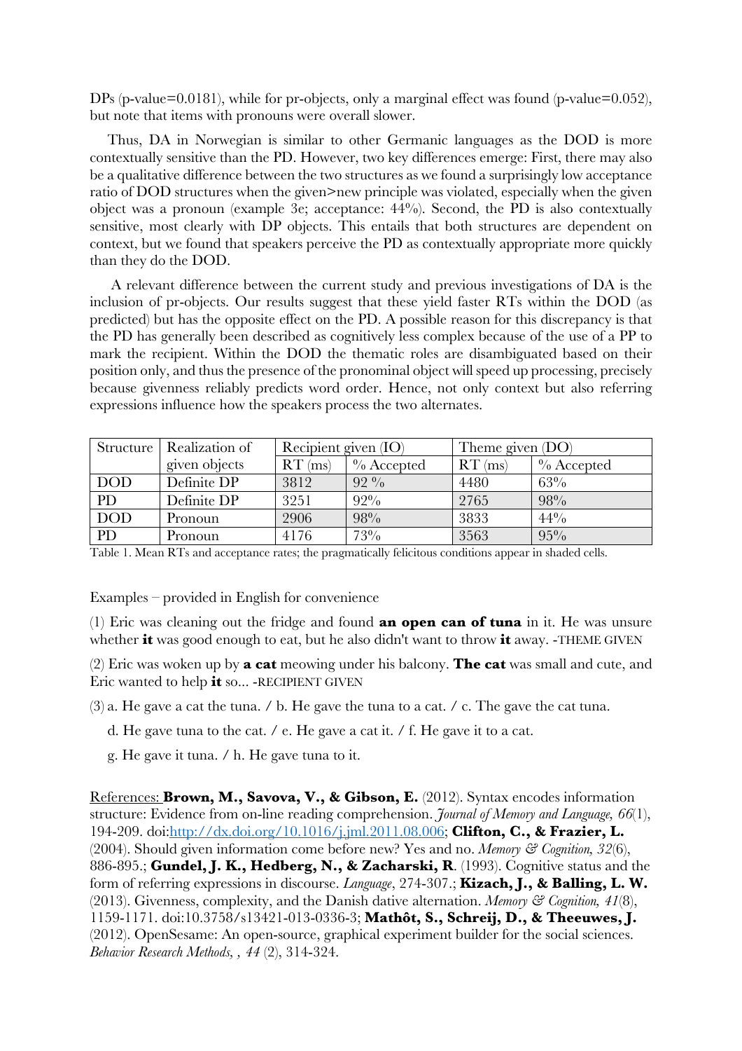DPs (p-value=0.0181), while for pr-objects, only a marginal effect was found (p-value=0.052), but note that items with pronouns were overall slower.

Thus, DA in Norwegian is similar to other Germanic languages as the DOD is more contextually sensitive than the PD. However, two key differences emerge: First, there may also be a qualitative difference between the two structures as we found a surprisingly low acceptance ratio of DOD structures when the given>new principle was violated, especially when the given object was a pronoun (example 3e; acceptance: 44%). Second, the PD is also contextually sensitive, most clearly with DP objects. This entails that both structures are dependent on context, but we found that speakers perceive the PD as contextually appropriate more quickly than they do the DOD.

A relevant difference between the current study and previous investigations of DA is the inclusion of pr-objects. Our results suggest that these yield faster RTs within the DOD (as predicted) but has the opposite effect on the PD. A possible reason for this discrepancy is that the PD has generally been described as cognitively less complex because of the use of a PP to mark the recipient. Within the DOD the thematic roles are disambiguated based on their position only, and thus the presence of the pronominal object will speed up processing, precisely because givenness reliably predicts word order. Hence, not only context but also referring expressions influence how the speakers process the two alternates.

| Structure | Realization of given objects | Recipient given (IO) | | Theme given (DO) | |
|---|---|---|---|---|---|
| | | RT (ms) | % Accepted | RT (ms) | % Accepted |
| DOD | Definite DP | 3812 | 92 % | 4480 | 63% |
| PD | Definite DP | 3251 | 92% | 2765 | 98% |
| DOD | Pronoun | 2906 | 98% | 3833 | 44% |
| PD | Pronoun | 4176 | 73% | 3563 | 95% |

Table 1. Mean RTs and acceptance rates; the pragmatically felicitous conditions appear in shaded cells.

Examples – provided in English for convenience

(1) Eric was cleaning out the fridge and found **an open can of tuna** in it. He was unsure whether **it** was good enough to eat, but he also didn't want to throw **it** away. -THEME GIVEN

(2) Eric was woken up by **a cat** meowing under his balcony. **The cat** was small and cute, and Eric wanted to help **it** so... -RECIPIENT GIVEN

(3) a. He gave a cat the tuna. / b. He gave the tuna to a cat. / c. The gave the cat tuna.

d. He gave tuna to the cat. / e. He gave a cat it. / f. He gave it to a cat.

g. He gave it tuna. / h. He gave tuna to it.

References: **Brown, M., Savova, V., & Gibson, E.** (2012). Syntax encodes information structure: Evidence from on-line reading comprehension. *Journal of Memory and Language, 66*(1), 194-209. doi:http://dx.doi.org/10.1016/j.jml.2011.08.006; **Clifton, C., & Frazier, L.** (2004). Should given information come before new? Yes and no. *Memory & Cognition, 32*(6), 886-895.; **Gundel, J. K., Hedberg, N., & Zacharski, R**. (1993). Cognitive status and the form of referring expressions in discourse. *Language*, 274-307.; **Kizach, J., & Balling, L. W.** (2013). Givenness, complexity, and the Danish dative alternation. *Memory & Cognition, 41*(8), 1159-1171. doi:10.3758/s13421-013-0336-3; **Mathôt, S., Schreij, D., & Theeuwes, J.** (2012). OpenSesame: An open-source, graphical experiment builder for the social sciences. *Behavior Research Methods, , 44* (2), 314-324.